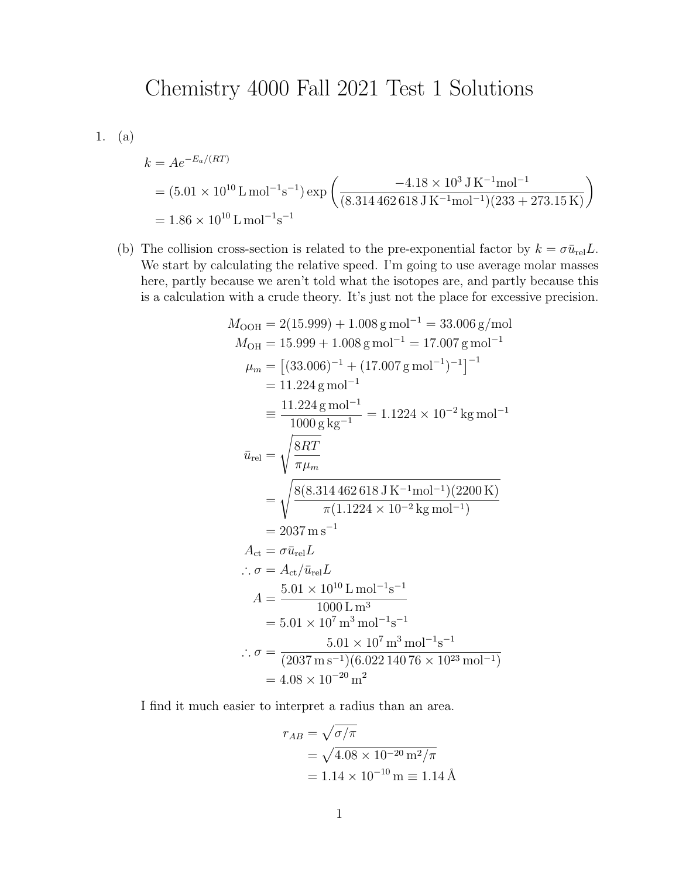# Chemistry 4000 Fall 2021 Test 1 Solutions

1. (a)

$$
\begin{aligned}
k &= Ae^{-E_a/(RT)} \\
&= (5.01 \times 10^{10}\,\mathrm{L\,mol^{-1}s^{-1}}) \exp\left(\frac{-4.18 \times 10^3\,\mathrm{J\,K^{-1}mol^{-1}}}{(8.314\,462\,618\,\mathrm{J\,K^{-1}mol^{-1}})(233 + 273.15\,\mathrm{K})}\right) \\
&= 1.86 \times 10^{10}\,\mathrm{L\,mol^{-1}s^{-1}}
\end{aligned}
$$

(b) The collision cross-section is related to the pre-exponential factor by $k = \sigma \bar{u}_{\mathrm{rel}} L$. We start by calculating the relative speed. I'm going to use average molar masses here, partly because we aren't told what the isotopes are, and partly because this is a calculation with a crude theory. It's just not the place for excessive precision.

$$
\begin{aligned}
M_{\mathrm{OOH}} &= 2(15.999) + 1.008\,\mathrm{g\,mol^{-1}} = 33.006\,\mathrm{g/mol} \\
M_{\mathrm{OH}} &= 15.999 + 1.008\,\mathrm{g\,mol^{-1}} = 17.007\,\mathrm{g\,mol^{-1}} \\
\mu_m &= \left[(33.006)^{-1} + (17.007\,\mathrm{g\,mol^{-1}})^{-1}\right]^{-1} \\
&= 11.224\,\mathrm{g\,mol^{-1}} \\
&\equiv \frac{11.224\,\mathrm{g\,mol^{-1}}}{1000\,\mathrm{g\,kg^{-1}}} = 1.1224 \times 10^{-2}\,\mathrm{kg\,mol^{-1}} \\
\bar{u}_{\mathrm{rel}} &= \sqrt{\frac{8RT}{\pi \mu_m}} \\
&= \sqrt{\frac{8(8.314\,462\,618\,\mathrm{J\,K^{-1}mol^{-1}})(2200\,\mathrm{K})}{\pi(1.1224 \times 10^{-2}\,\mathrm{kg\,mol^{-1}})}} \\
&= 2037\,\mathrm{m\,s^{-1}} \\
A_{\mathrm{ct}} &= \sigma \bar{u}_{\mathrm{rel}} L \\
\therefore \sigma &= A_{\mathrm{ct}} / \bar{u}_{\mathrm{rel}} L \\
A &= \frac{5.01 \times 10^{10}\,\mathrm{L\,mol^{-1}s^{-1}}}{1000\,\mathrm{L\,m^3}} \\
&= 5.01 \times 10^{7}\,\mathrm{m^3\,mol^{-1}s^{-1}} \\
\therefore \sigma &= \frac{5.01 \times 10^{7}\,\mathrm{m^3\,mol^{-1}s^{-1}}}{(2037\,\mathrm{m\,s^{-1}})(6.022\,140\,76 \times 10^{23}\,\mathrm{mol^{-1}})} \\
&= 4.08 \times 10^{-20}\,\mathrm{m^2}
\end{aligned}
$$

I find it much easier to interpret a radius than an area.

$$
\begin{aligned}
r_{AB} &= \sqrt{\sigma/\pi} \\
&= \sqrt{4.08 \times 10^{-20}\,\mathrm{m^2}/\pi} \\
&= 1.14 \times 10^{-10}\,\mathrm{m} \equiv 1.14\,\text{Å}
\end{aligned}
$$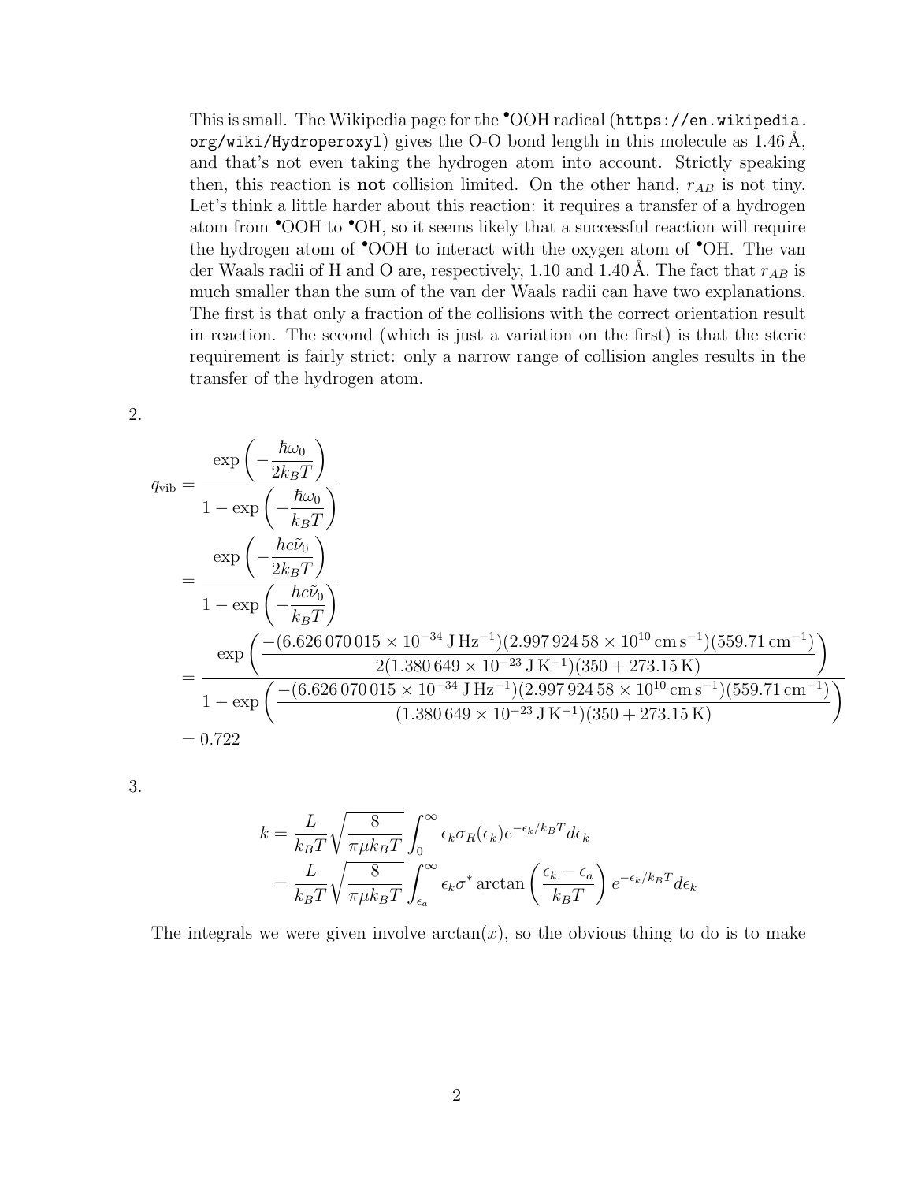This is small. The Wikipedia page for the $^\bullet$OOH radical (`https://en.wikipedia.org/wiki/Hydroperoxyl`) gives the O-O bond length in this molecule as 1.46 Å, and that's not even taking the hydrogen atom into account. Strictly speaking then, this reaction is **not** collision limited. On the other hand, $r_{AB}$ is not tiny. Let's think a little harder about this reaction: it requires a transfer of a hydrogen atom from $^\bullet$OOH to $^\bullet$OH, so it seems likely that a successful reaction will require the hydrogen atom of $^\bullet$OOH to interact with the oxygen atom of $^\bullet$OH. The van der Waals radii of H and O are, respectively, 1.10 and 1.40 Å. The fact that $r_{AB}$ is much smaller than the sum of the van der Waals radii can have two explanations. The first is that only a fraction of the collisions with the correct orientation result in reaction. The second (which is just a variation on the first) is that the steric requirement is fairly strict: only a narrow range of collision angles results in the transfer of the hydrogen atom.

2.

$$
\begin{aligned}
q_{\text{vib}} &= \frac{\exp\left(-\dfrac{\hbar\omega_0}{2k_BT}\right)}{1-\exp\left(-\dfrac{\hbar\omega_0}{k_BT}\right)} \\
&= \frac{\exp\left(-\dfrac{hc\tilde{\nu}_0}{2k_BT}\right)}{1-\exp\left(-\dfrac{hc\tilde{\nu}_0}{k_BT}\right)} \\
&= \frac{\exp\left(\dfrac{-(6.626\,070\,015\times10^{-34}\,\mathrm{J\,Hz^{-1}})(2.997\,924\,58\times10^{10}\,\mathrm{cm\,s^{-1}})(559.71\,\mathrm{cm^{-1}})}{2(1.380\,649\times10^{-23}\,\mathrm{J\,K^{-1}})(350+273.15\,\mathrm{K})}\right)}{1-\exp\left(\dfrac{-(6.626\,070\,015\times10^{-34}\,\mathrm{J\,Hz^{-1}})(2.997\,924\,58\times10^{10}\,\mathrm{cm\,s^{-1}})(559.71\,\mathrm{cm^{-1}})}{(1.380\,649\times10^{-23}\,\mathrm{J\,K^{-1}})(350+273.15\,\mathrm{K})}\right)} \\
&= 0.722
\end{aligned}
$$

3.

$$
\begin{aligned}
k &= \frac{L}{k_BT}\sqrt{\frac{8}{\pi\mu k_BT}}\int_0^\infty \epsilon_k\sigma_R(\epsilon_k)e^{-\epsilon_k/k_BT}d\epsilon_k \\
&= \frac{L}{k_BT}\sqrt{\frac{8}{\pi\mu k_BT}}\int_{\epsilon_a}^\infty \epsilon_k\sigma^*\arctan\left(\frac{\epsilon_k-\epsilon_a}{k_BT}\right)e^{-\epsilon_k/k_BT}d\epsilon_k
\end{aligned}
$$

The integrals we were given involve $\arctan(x)$, so the obvious thing to do is to make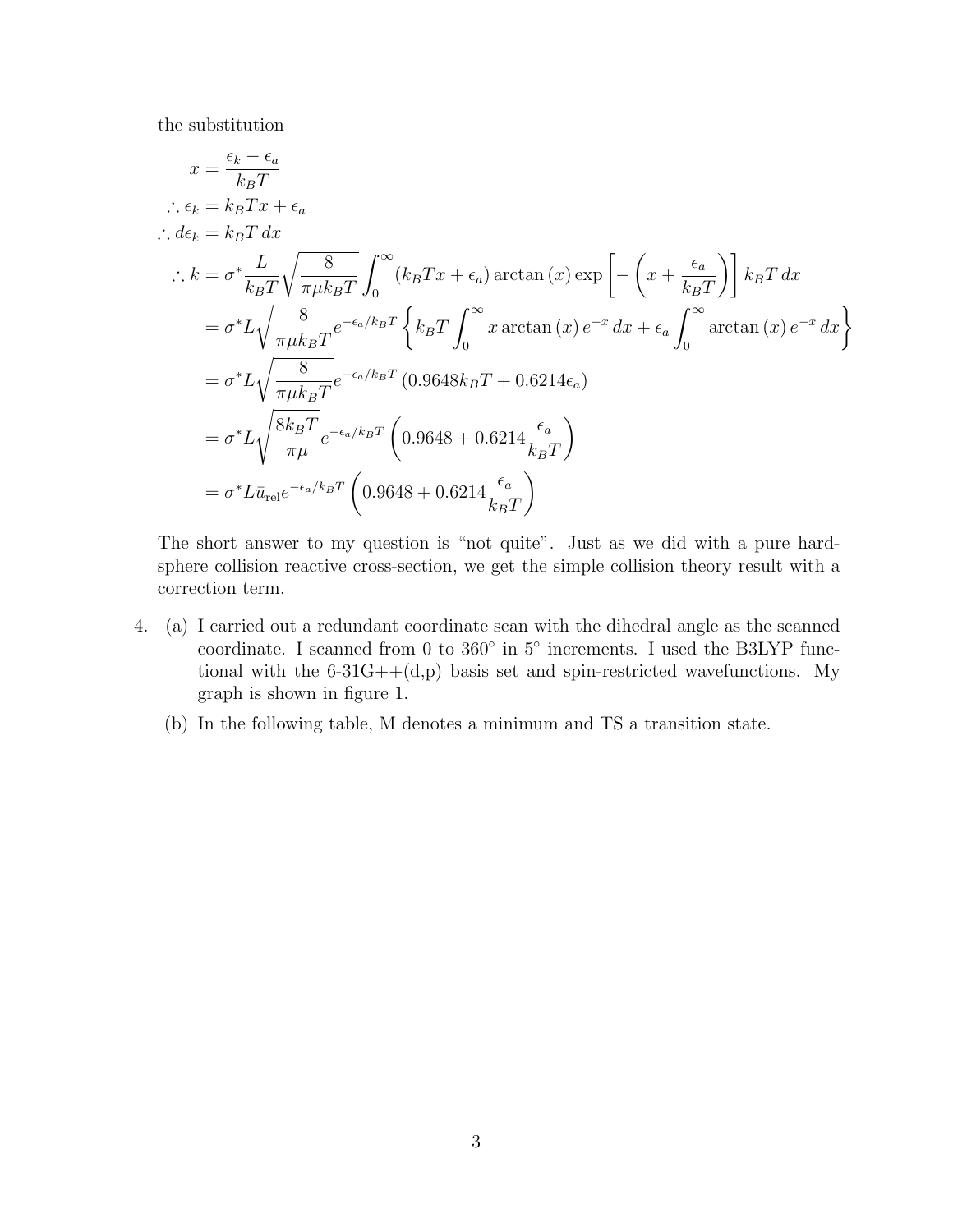the substitution

$$
\begin{aligned}
x &= \frac{\epsilon_k - \epsilon_a}{k_B T} \\
\therefore \epsilon_k &= k_B T x + \epsilon_a \\
\therefore d\epsilon_k &= k_B T\, dx \\
\therefore k &= \sigma^* \frac{L}{k_B T} \sqrt{\frac{8}{\pi \mu k_B T}} \int_0^\infty (k_B T x + \epsilon_a) \arctan(x) \exp\left[-\left(x + \frac{\epsilon_a}{k_B T}\right)\right] k_B T\, dx \\
&= \sigma^* L \sqrt{\frac{8}{\pi \mu k_B T}} e^{-\epsilon_a / k_B T} \left\{ k_B T \int_0^\infty x \arctan(x)\, e^{-x}\, dx + \epsilon_a \int_0^\infty \arctan(x)\, e^{-x}\, dx \right\} \\
&= \sigma^* L \sqrt{\frac{8}{\pi \mu k_B T}} e^{-\epsilon_a / k_B T} \left(0.9648 k_B T + 0.6214 \epsilon_a\right) \\
&= \sigma^* L \sqrt{\frac{8 k_B T}{\pi \mu}} e^{-\epsilon_a / k_B T} \left(0.9648 + 0.6214 \frac{\epsilon_a}{k_B T}\right) \\
&= \sigma^* L \bar{u}_{\text{rel}} e^{-\epsilon_a / k_B T} \left(0.9648 + 0.6214 \frac{\epsilon_a}{k_B T}\right)
\end{aligned}
$$

The short answer to my question is "not quite". Just as we did with a pure hard-sphere collision reactive cross-section, we get the simple collision theory result with a correction term.

4. (a) I carried out a redundant coordinate scan with the dihedral angle as the scanned coordinate. I scanned from 0 to 360° in 5° increments. I used the B3LYP functional with the 6-31G++(d,p) basis set and spin-restricted wavefunctions. My graph is shown in figure 1.

   (b) In the following table, M denotes a minimum and TS a transition state.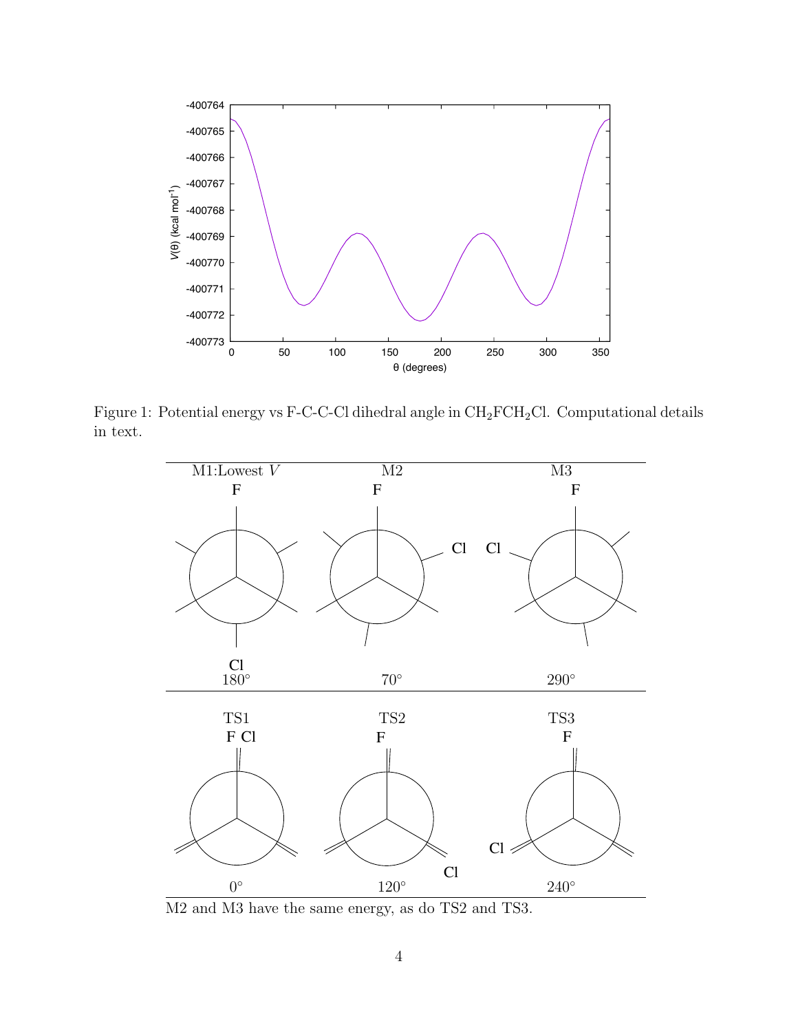Figure 1: Potential energy vs F-C-C-Cl dihedral angle in $CH_2FCH_2Cl$. Computational details in text.

| M1:Lowest $V$ | M2 | M3 |
|---|---|---|
| 180° | 70° | 290° |

| TS1 | TS2 | TS3 |
|---|---|---|
| 0° | 120° | 240° |

M2 and M3 have the same energy, as do TS2 and TS3.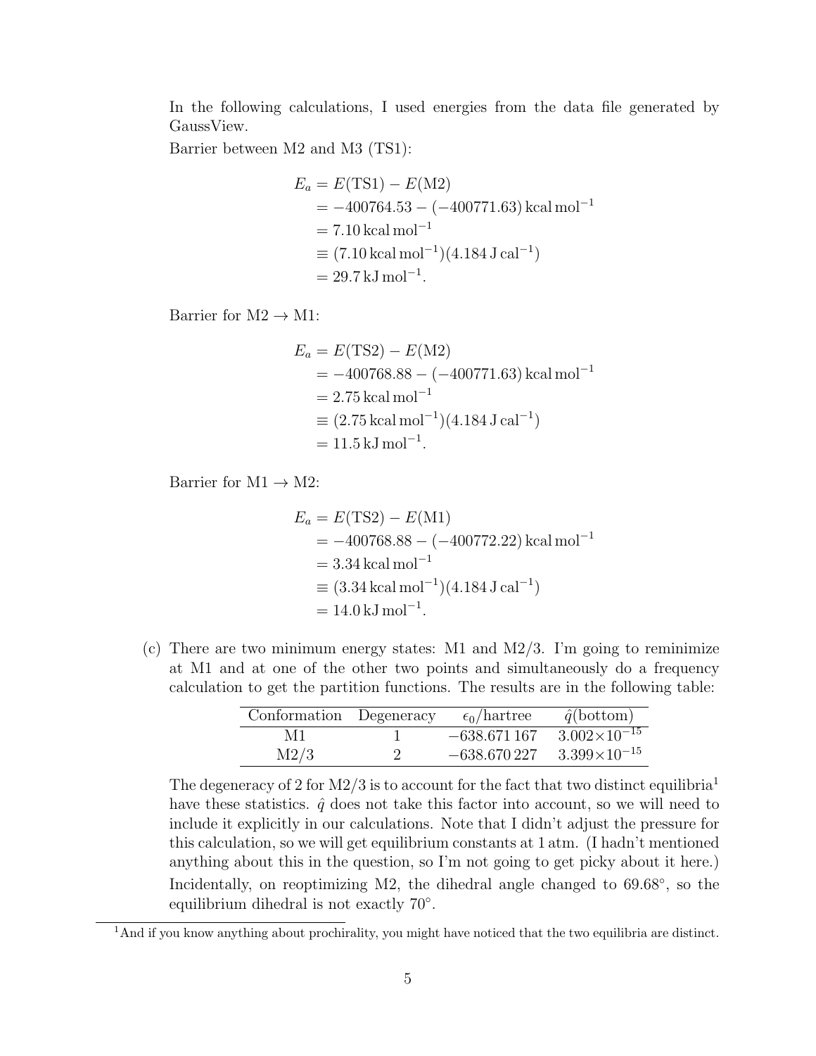In the following calculations, I used energies from the data file generated by GaussView.

Barrier between M2 and M3 (TS1):

$$
\begin{aligned}
E_a &= E(\text{TS1}) - E(\text{M2}) \\
&= -400764.53 - (-400771.63)\,\text{kcal mol}^{-1} \\
&= 7.10\,\text{kcal mol}^{-1} \\
&\equiv (7.10\,\text{kcal mol}^{-1})(4.184\,\text{J cal}^{-1}) \\
&= 29.7\,\text{kJ mol}^{-1}.
\end{aligned}
$$

Barrier for M2 → M1:

$$
\begin{aligned}
E_a &= E(\text{TS2}) - E(\text{M2}) \\
&= -400768.88 - (-400771.63)\,\text{kcal mol}^{-1} \\
&= 2.75\,\text{kcal mol}^{-1} \\
&\equiv (2.75\,\text{kcal mol}^{-1})(4.184\,\text{J cal}^{-1}) \\
&= 11.5\,\text{kJ mol}^{-1}.
\end{aligned}
$$

Barrier for M1 → M2:

$$
\begin{aligned}
E_a &= E(\text{TS2}) - E(\text{M1}) \\
&= -400768.88 - (-400772.22)\,\text{kcal mol}^{-1} \\
&= 3.34\,\text{kcal mol}^{-1} \\
&\equiv (3.34\,\text{kcal mol}^{-1})(4.184\,\text{J cal}^{-1}) \\
&= 14.0\,\text{kJ mol}^{-1}.
\end{aligned}
$$

(c) There are two minimum energy states: M1 and M2/3. I'm going to reminimize at M1 and at one of the other two points and simultaneously do a frequency calculation to get the partition functions. The results are in the following table:

| Conformation | Degeneracy | $\epsilon_0$/hartree | $\hat{q}$(bottom) |
|---|---|---|---|
| M1 | 1 | −638.671 167 | $3.002\times10^{-15}$ |
| M2/3 | 2 | −638.670 227 | $3.399\times10^{-15}$ |

The degeneracy of 2 for M2/3 is to account for the fact that two distinct equilibria[1] have these statistics. $\hat{q}$ does not take this factor into account, so we will need to include it explicitly in our calculations. Note that I didn't adjust the pressure for this calculation, so we will get equilibrium constants at 1 atm. (I hadn't mentioned anything about this in the question, so I'm not going to get picky about it here.) Incidentally, on reoptimizing M2, the dihedral angle changed to 69.68°, so the equilibrium dihedral is not exactly 70°.

[1] And if you know anything about prochirality, you might have noticed that the two equilibria are distinct.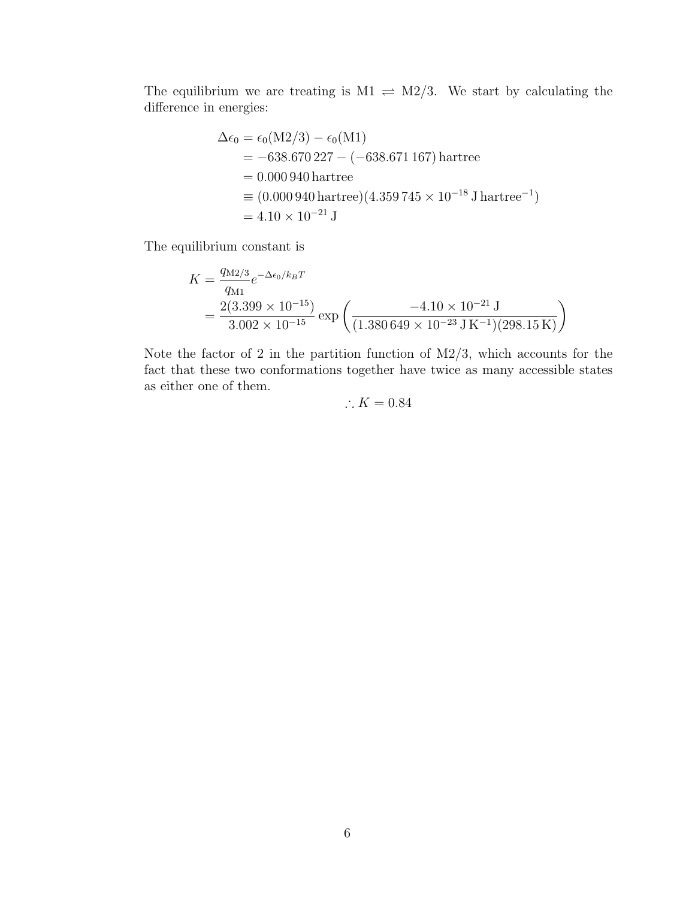The equilibrium we are treating is M1 $\rightleftharpoons$ M2/3. We start by calculating the difference in energies:

$$
\begin{aligned}
\Delta\epsilon_0 &= \epsilon_0(\text{M2/3}) - \epsilon_0(\text{M1}) \\
&= -638.670\,227 - (-638.671\,167)\,\text{hartree} \\
&= 0.000\,940\,\text{hartree} \\
&\equiv (0.000\,940\,\text{hartree})(4.359\,745 \times 10^{-18}\,\text{J}\,\text{hartree}^{-1}) \\
&= 4.10 \times 10^{-21}\,\text{J}
\end{aligned}
$$

The equilibrium constant is

$$
\begin{aligned}
K &= \frac{q_{\text{M2/3}}}{q_{\text{M1}}} e^{-\Delta\epsilon_0/k_B T} \\
&= \frac{2(3.399 \times 10^{-15})}{3.002 \times 10^{-15}} \exp\left( \frac{-4.10 \times 10^{-21}\,\text{J}}{(1.380\,649 \times 10^{-23}\,\text{J}\,\text{K}^{-1})(298.15\,\text{K})} \right)
\end{aligned}
$$

Note the factor of 2 in the partition function of M2/3, which accounts for the fact that these two conformations together have twice as many accessible states as either one of them.

$$\therefore K = 0.84$$